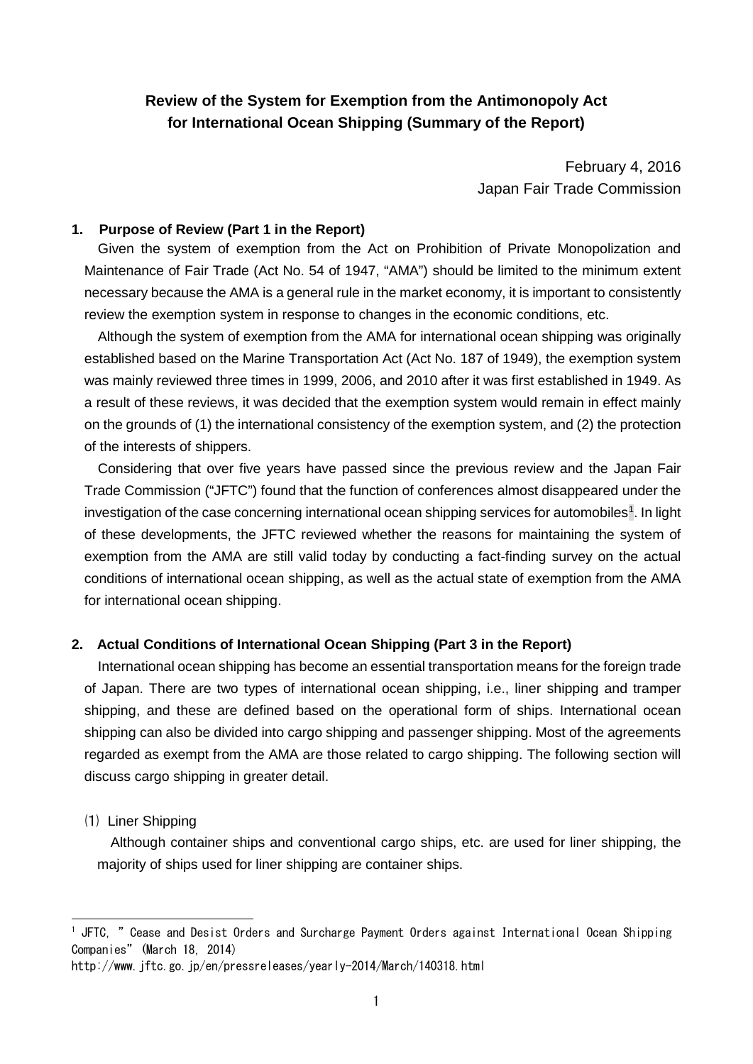# Review of the System for Exemption from the Antimonopoly Act for International Ocean Shipping (Summary of the Report)

February 4, 2016
Japan Fair Trade Commission

## 1. Purpose of Review (Part 1 in the Report)

Given the system of exemption from the Act on Prohibition of Private Monopolization and Maintenance of Fair Trade (Act No. 54 of 1947, "AMA") should be limited to the minimum extent necessary because the AMA is a general rule in the market economy, it is important to consistently review the exemption system in response to changes in the economic conditions, etc.

Although the system of exemption from the AMA for international ocean shipping was originally established based on the Marine Transportation Act (Act No. 187 of 1949), the exemption system was mainly reviewed three times in 1999, 2006, and 2010 after it was first established in 1949. As a result of these reviews, it was decided that the exemption system would remain in effect mainly on the grounds of (1) the international consistency of the exemption system, and (2) the protection of the interests of shippers.

Considering that over five years have passed since the previous review and the Japan Fair Trade Commission ("JFTC") found that the function of conferences almost disappeared under the investigation of the case concerning international ocean shipping services for automobiles[1]. In light of these developments, the JFTC reviewed whether the reasons for maintaining the system of exemption from the AMA are still valid today by conducting a fact-finding survey on the actual conditions of international ocean shipping, as well as the actual state of exemption from the AMA for international ocean shipping.

## 2. Actual Conditions of International Ocean Shipping (Part 3 in the Report)

International ocean shipping has become an essential transportation means for the foreign trade of Japan. There are two types of international ocean shipping, i.e., liner shipping and tramper shipping, and these are defined based on the operational form of ships. International ocean shipping can also be divided into cargo shipping and passenger shipping. Most of the agreements regarded as exempt from the AMA are those related to cargo shipping. The following section will discuss cargo shipping in greater detail.

### (1) Liner Shipping

Although container ships and conventional cargo ships, etc. are used for liner shipping, the majority of ships used for liner shipping are container ships.

---

[1] JFTC, "Cease and Desist Orders and Surcharge Payment Orders against International Ocean Shipping Companies" (March 18, 2014)
http://www.jftc.go.jp/en/pressreleases/yearly-2014/March/140318.html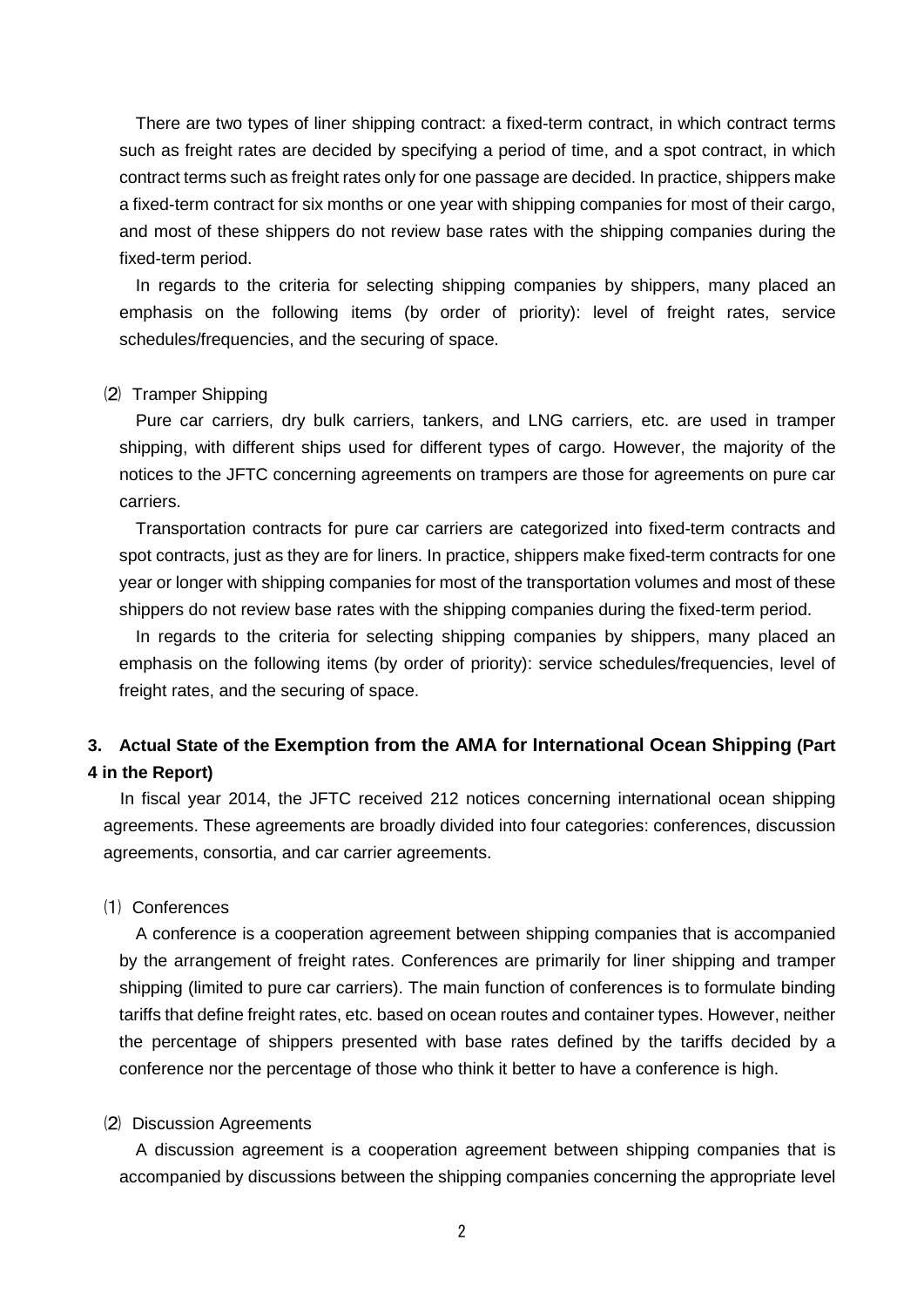There are two types of liner shipping contract: a fixed-term contract, in which contract terms such as freight rates are decided by specifying a period of time, and a spot contract, in which contract terms such as freight rates only for one passage are decided. In practice, shippers make a fixed-term contract for six months or one year with shipping companies for most of their cargo, and most of these shippers do not review base rates with the shipping companies during the fixed-term period.

In regards to the criteria for selecting shipping companies by shippers, many placed an emphasis on the following items (by order of priority): level of freight rates, service schedules/frequencies, and the securing of space.

⑵ Tramper Shipping

Pure car carriers, dry bulk carriers, tankers, and LNG carriers, etc. are used in tramper shipping, with different ships used for different types of cargo. However, the majority of the notices to the JFTC concerning agreements on trampers are those for agreements on pure car carriers.

Transportation contracts for pure car carriers are categorized into fixed-term contracts and spot contracts, just as they are for liners. In practice, shippers make fixed-term contracts for one year or longer with shipping companies for most of the transportation volumes and most of these shippers do not review base rates with the shipping companies during the fixed-term period.

In regards to the criteria for selecting shipping companies by shippers, many placed an emphasis on the following items (by order of priority): service schedules/frequencies, level of freight rates, and the securing of space.

## 3. Actual State of the Exemption from the AMA for International Ocean Shipping (Part 4 in the Report)

In fiscal year 2014, the JFTC received 212 notices concerning international ocean shipping agreements. These agreements are broadly divided into four categories: conferences, discussion agreements, consortia, and car carrier agreements.

⑴ Conferences

A conference is a cooperation agreement between shipping companies that is accompanied by the arrangement of freight rates. Conferences are primarily for liner shipping and tramper shipping (limited to pure car carriers). The main function of conferences is to formulate binding tariffs that define freight rates, etc. based on ocean routes and container types. However, neither the percentage of shippers presented with base rates defined by the tariffs decided by a conference nor the percentage of those who think it better to have a conference is high.

⑵ Discussion Agreements

A discussion agreement is a cooperation agreement between shipping companies that is accompanied by discussions between the shipping companies concerning the appropriate level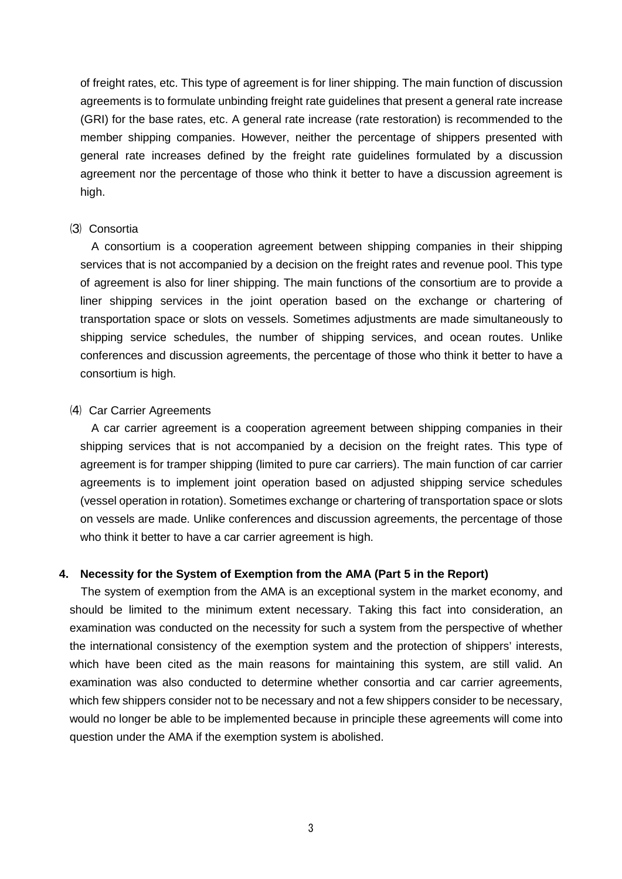of freight rates, etc. This type of agreement is for liner shipping. The main function of discussion agreements is to formulate unbinding freight rate guidelines that present a general rate increase (GRI) for the base rates, etc. A general rate increase (rate restoration) is recommended to the member shipping companies. However, neither the percentage of shippers presented with general rate increases defined by the freight rate guidelines formulated by a discussion agreement nor the percentage of those who think it better to have a discussion agreement is high.

### ⑶ Consortia

A consortium is a cooperation agreement between shipping companies in their shipping services that is not accompanied by a decision on the freight rates and revenue pool. This type of agreement is also for liner shipping. The main functions of the consortium are to provide a liner shipping services in the joint operation based on the exchange or chartering of transportation space or slots on vessels. Sometimes adjustments are made simultaneously to shipping service schedules, the number of shipping services, and ocean routes. Unlike conferences and discussion agreements, the percentage of those who think it better to have a consortium is high.

### ⑷ Car Carrier Agreements

A car carrier agreement is a cooperation agreement between shipping companies in their shipping services that is not accompanied by a decision on the freight rates. This type of agreement is for tramper shipping (limited to pure car carriers). The main function of car carrier agreements is to implement joint operation based on adjusted shipping service schedules (vessel operation in rotation). Sometimes exchange or chartering of transportation space or slots on vessels are made. Unlike conferences and discussion agreements, the percentage of those who think it better to have a car carrier agreement is high.

## 4. Necessity for the System of Exemption from the AMA (Part 5 in the Report)

The system of exemption from the AMA is an exceptional system in the market economy, and should be limited to the minimum extent necessary. Taking this fact into consideration, an examination was conducted on the necessity for such a system from the perspective of whether the international consistency of the exemption system and the protection of shippers' interests, which have been cited as the main reasons for maintaining this system, are still valid. An examination was also conducted to determine whether consortia and car carrier agreements, which few shippers consider not to be necessary and not a few shippers consider to be necessary, would no longer be able to be implemented because in principle these agreements will come into question under the AMA if the exemption system is abolished.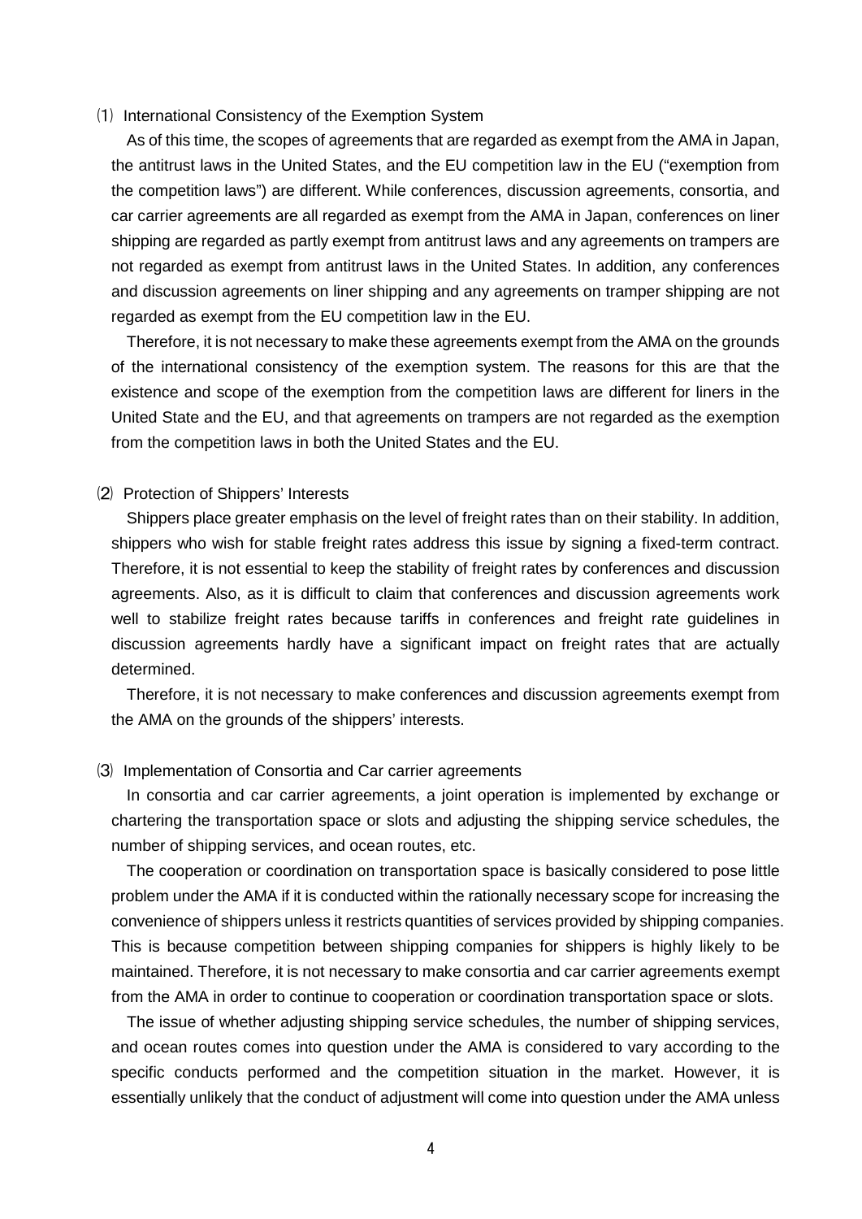### ⑴ International Consistency of the Exemption System

As of this time, the scopes of agreements that are regarded as exempt from the AMA in Japan, the antitrust laws in the United States, and the EU competition law in the EU ("exemption from the competition laws") are different. While conferences, discussion agreements, consortia, and car carrier agreements are all regarded as exempt from the AMA in Japan, conferences on liner shipping are regarded as partly exempt from antitrust laws and any agreements on trampers are not regarded as exempt from antitrust laws in the United States. In addition, any conferences and discussion agreements on liner shipping and any agreements on tramper shipping are not regarded as exempt from the EU competition law in the EU.

Therefore, it is not necessary to make these agreements exempt from the AMA on the grounds of the international consistency of the exemption system. The reasons for this are that the existence and scope of the exemption from the competition laws are different for liners in the United State and the EU, and that agreements on trampers are not regarded as the exemption from the competition laws in both the United States and the EU.

### ⑵ Protection of Shippers' Interests

Shippers place greater emphasis on the level of freight rates than on their stability. In addition, shippers who wish for stable freight rates address this issue by signing a fixed-term contract. Therefore, it is not essential to keep the stability of freight rates by conferences and discussion agreements. Also, as it is difficult to claim that conferences and discussion agreements work well to stabilize freight rates because tariffs in conferences and freight rate guidelines in discussion agreements hardly have a significant impact on freight rates that are actually determined.

Therefore, it is not necessary to make conferences and discussion agreements exempt from the AMA on the grounds of the shippers' interests.

### ⑶ Implementation of Consortia and Car carrier agreements

In consortia and car carrier agreements, a joint operation is implemented by exchange or chartering the transportation space or slots and adjusting the shipping service schedules, the number of shipping services, and ocean routes, etc.

The cooperation or coordination on transportation space is basically considered to pose little problem under the AMA if it is conducted within the rationally necessary scope for increasing the convenience of shippers unless it restricts quantities of services provided by shipping companies. This is because competition between shipping companies for shippers is highly likely to be maintained. Therefore, it is not necessary to make consortia and car carrier agreements exempt from the AMA in order to continue to cooperation or coordination transportation space or slots.

The issue of whether adjusting shipping service schedules, the number of shipping services, and ocean routes comes into question under the AMA is considered to vary according to the specific conducts performed and the competition situation in the market. However, it is essentially unlikely that the conduct of adjustment will come into question under the AMA unless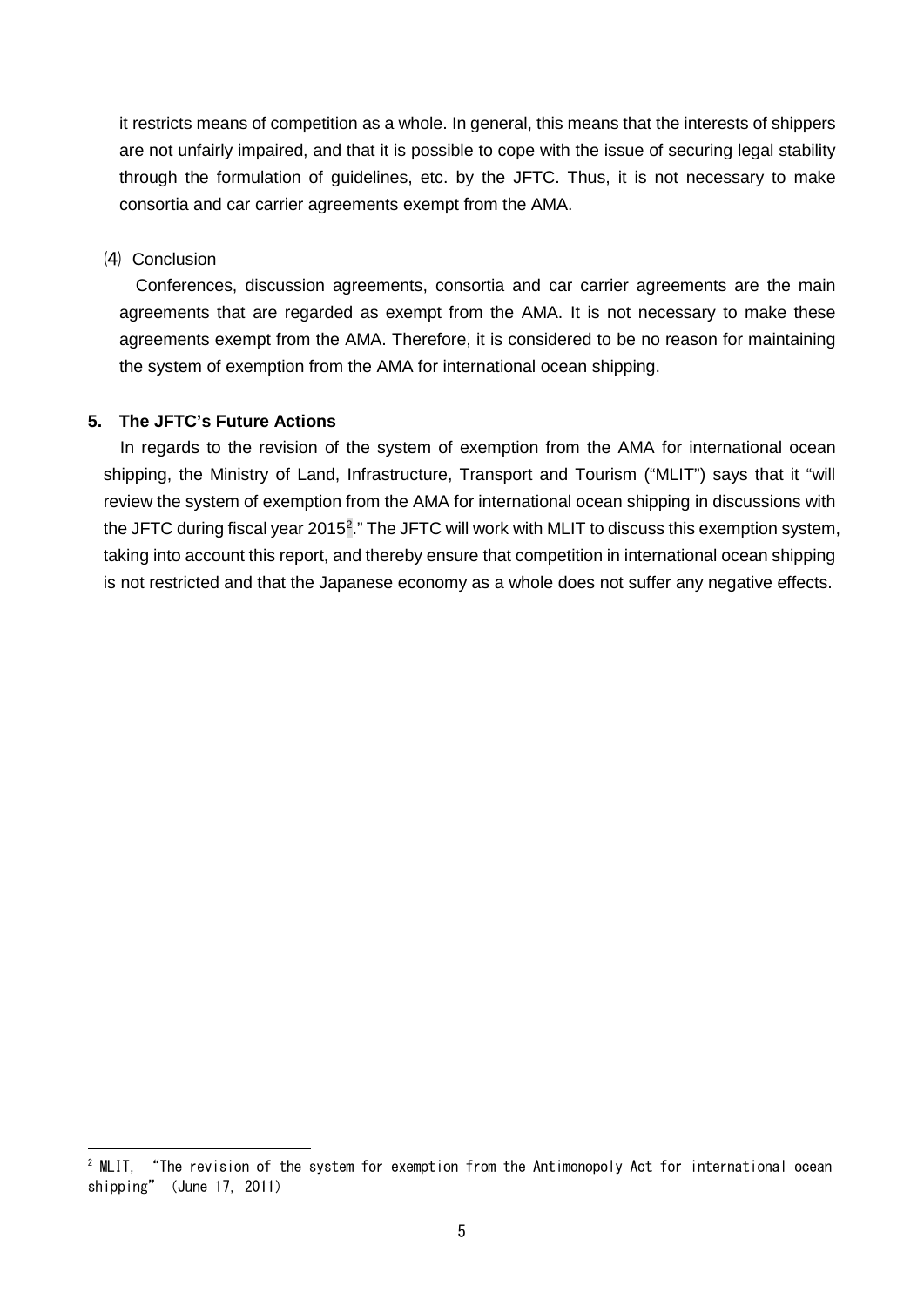it restricts means of competition as a whole. In general, this means that the interests of shippers are not unfairly impaired, and that it is possible to cope with the issue of securing legal stability through the formulation of guidelines, etc. by the JFTC. Thus, it is not necessary to make consortia and car carrier agreements exempt from the AMA.

⑷ Conclusion

Conferences, discussion agreements, consortia and car carrier agreements are the main agreements that are regarded as exempt from the AMA. It is not necessary to make these agreements exempt from the AMA. Therefore, it is considered to be no reason for maintaining the system of exemption from the AMA for international ocean shipping.

## 5. The JFTC's Future Actions

In regards to the revision of the system of exemption from the AMA for international ocean shipping, the Ministry of Land, Infrastructure, Transport and Tourism ("MLIT") says that it "will review the system of exemption from the AMA for international ocean shipping in discussions with the JFTC during fiscal year 2015[2]." The JFTC will work with MLIT to discuss this exemption system, taking into account this report, and thereby ensure that competition in international ocean shipping is not restricted and that the Japanese economy as a whole does not suffer any negative effects.

---

[2] MLIT, "The revision of the system for exemption from the Antimonopoly Act for international ocean shipping" (June 17, 2011)